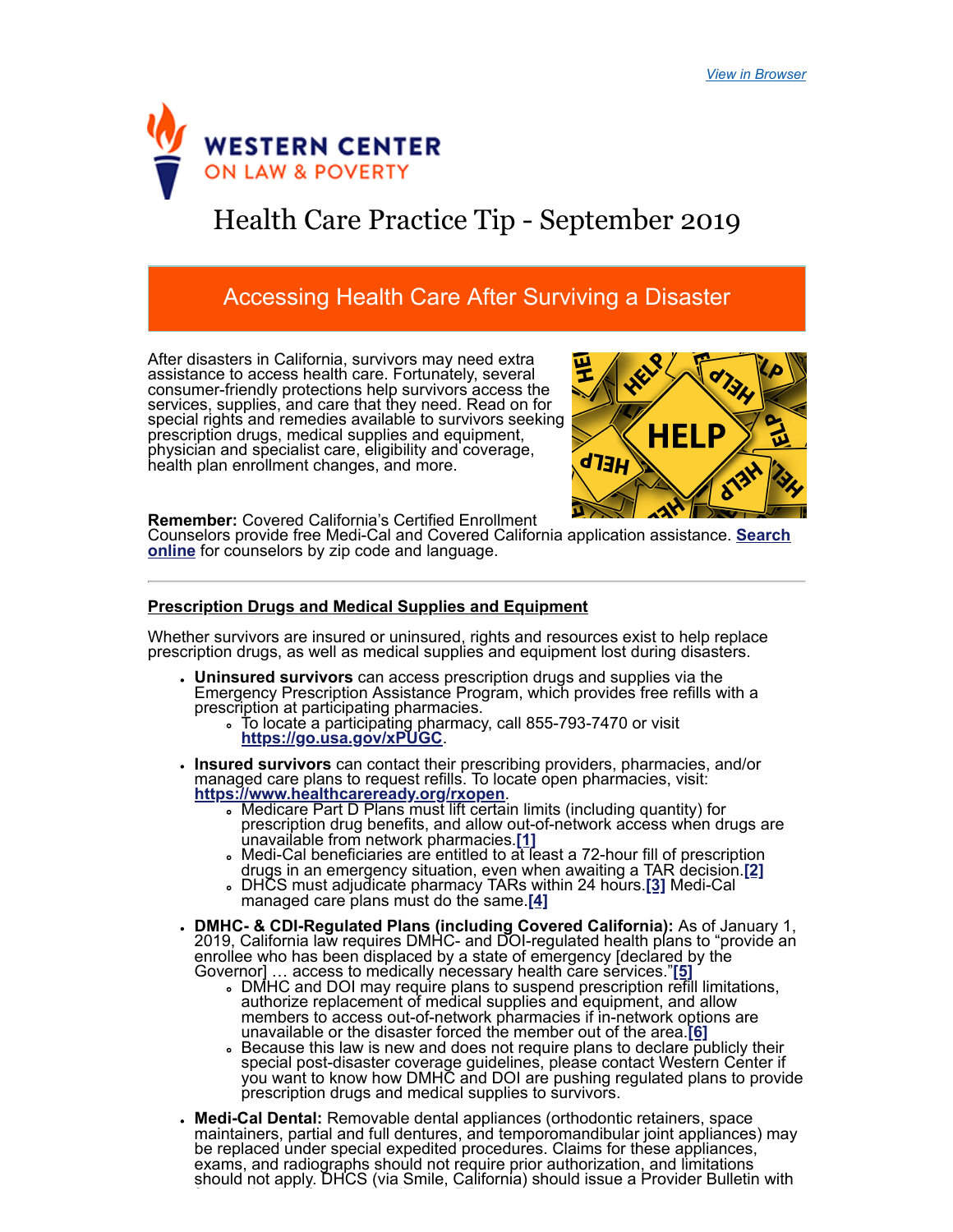View in Browser

WESTERN CENTER ON LAW & POVERTY

# Health Care Practice Tip - September 2019

## Accessing Health Care After Surviving a Disaster

After disasters in California, survivors may need extra assistance to access health care. Fortunately, several consumer-friendly protections help survivors access the services, supplies, and care that they need. Read on for special rights and remedies available to survivors seeking prescription drugs, medical supplies and equipment, physician and specialist care, eligibility and coverage, health plan enrollment changes, and more.

**Remember:** Covered California's Certified Enrollment Counselors provide free Medi-Cal and Covered California application assistance. **Search online** for counselors by zip code and language.

---

### Prescription Drugs and Medical Supplies and Equipment

Whether survivors are insured or uninsured, rights and resources exist to help replace prescription drugs, as well as medical supplies and equipment lost during disasters.

- **Uninsured survivors** can access prescription drugs and supplies via the Emergency Prescription Assistance Program, which provides free refills with a prescription at participating pharmacies.
  - To locate a participating pharmacy, call 855-793-7470 or visit **https://go.usa.gov/xPUGC**.
- **Insured survivors** can contact their prescribing providers, pharmacies, and/or managed care plans to request refills. To locate open pharmacies, visit: **https://www.healthcareready.org/rxopen**.
  - Medicare Part D Plans must lift certain limits (including quantity) for prescription drug benefits, and allow out-of-network access when drugs are unavailable from network pharmacies.[1]
  - Medi-Cal beneficiaries are entitled to at least a 72-hour fill of prescription drugs in an emergency situation, even when awaiting a TAR decision.[2]
  - DHCS must adjudicate pharmacy TARs within 24 hours.[3] Medi-Cal managed care plans must do the same.[4]
- **DMHC- & CDI-Regulated Plans (including Covered California):** As of January 1, 2019, California law requires DMHC- and DOI-regulated health plans to "provide an enrollee who has been displaced by a state of emergency [declared by the Governor] … access to medically necessary health care services."[5]
  - DMHC and DOI may require plans to suspend prescription refill limitations, authorize replacement of medical supplies and equipment, and allow members to access out-of-network pharmacies if in-network options are unavailable or the disaster forced the member out of the area.[6]
  - Because this law is new and does not require plans to declare publicly their special post-disaster coverage guidelines, please contact Western Center if you want to know how DMHC and DOI are pushing regulated plans to provide prescription drugs and medical supplies to survivors.
- **Medi-Cal Dental:** Removable dental appliances (orthodontic retainers, space maintainers, partial and full dentures, and temporomandibular joint appliances) may be replaced under special expedited procedures. Claims for these appliances, exams, and radiographs should not require prior authorization, and limitations should not apply. DHCS (via Smile, California) should issue a Provider Bulletin with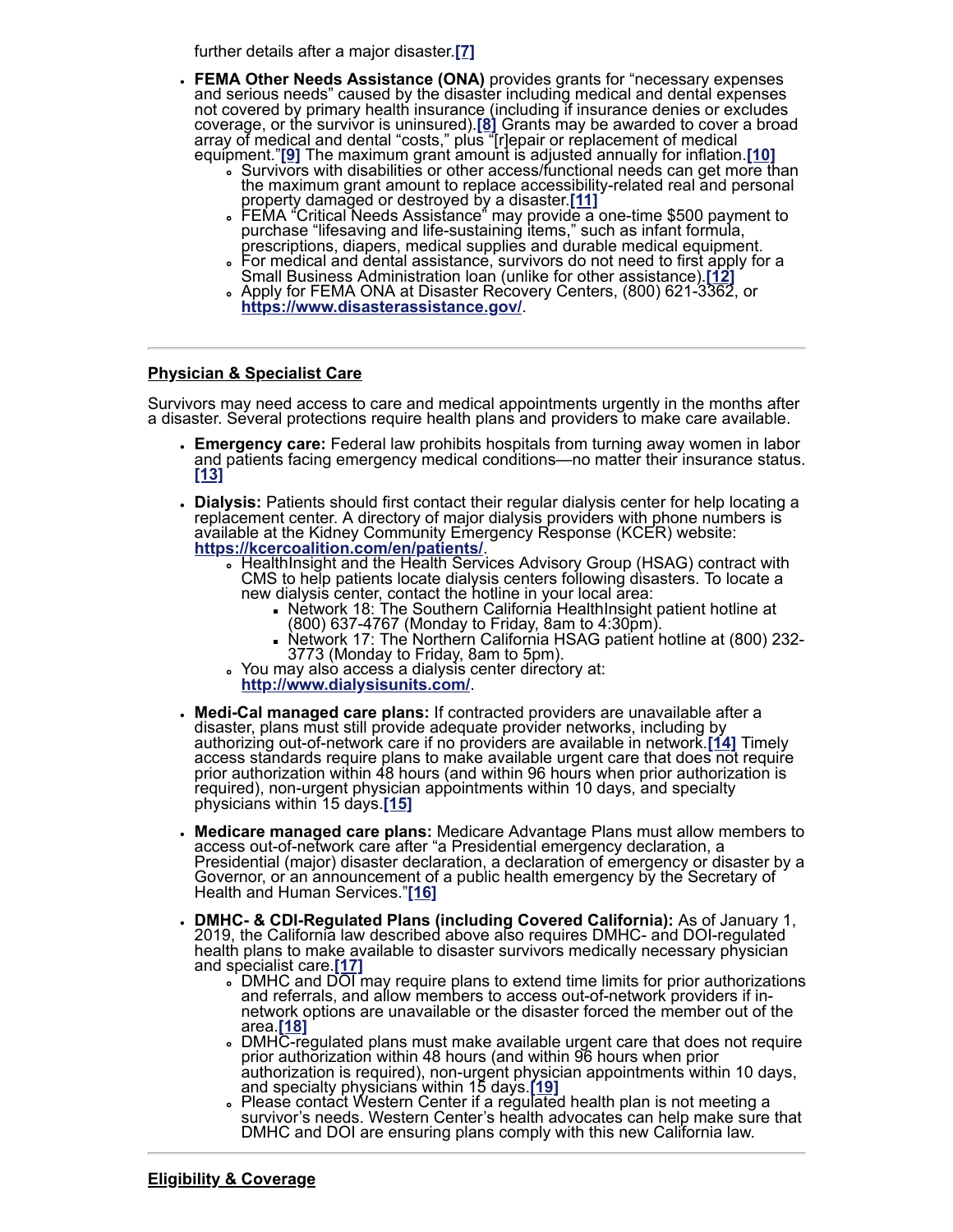further details after a major disaster.[7]

- **FEMA Other Needs Assistance (ONA)** provides grants for "necessary expenses and serious needs" caused by the disaster including medical and dental expenses not covered by primary health insurance (including if insurance denies or excludes coverage, or the survivor is uninsured).[8] Grants may be awarded to cover a broad array of medical and dental "costs," plus "[r]epair or replacement of medical equipment."[9] The maximum grant amount is adjusted annually for inflation.[10]
  - Survivors with disabilities or other access/functional needs can get more than the maximum grant amount to replace accessibility-related real and personal property damaged or destroyed by a disaster.[11]
  - FEMA "Critical Needs Assistance" may provide a one-time $500 payment to purchase "lifesaving and life-sustaining items," such as infant formula, prescriptions, diapers, medical supplies and durable medical equipment.
  - For medical and dental assistance, survivors do not need to first apply for a Small Business Administration loan (unlike for other assistance).[12]
  - Apply for FEMA ONA at Disaster Recovery Centers, (800) 621-3362, or **https://www.disasterassistance.gov/**.

---

## Physician & Specialist Care

Survivors may need access to care and medical appointments urgently in the months after a disaster. Several protections require health plans and providers to make care available.

- **Emergency care:** Federal law prohibits hospitals from turning away women in labor and patients facing emergency medical conditions—no matter their insurance status.[13]
- **Dialysis:** Patients should first contact their regular dialysis center for help locating a replacement center. A directory of major dialysis providers with phone numbers is available at the Kidney Community Emergency Response (KCER) website: **https://kcercoalition.com/en/patients/**.
  - HealthInsight and the Health Services Advisory Group (HSAG) contract with CMS to help patients locate dialysis centers following disasters. To locate a new dialysis center, contact the hotline in your local area:
    - Network 18: The Southern California HealthInsight patient hotline at (800) 637-4767 (Monday to Friday, 8am to 4:30pm).
    - Network 17: The Northern California HSAG patient hotline at (800) 232-3773 (Monday to Friday, 8am to 5pm).
  - You may also access a dialysis center directory at: **http://www.dialysisunits.com/**.
- **Medi-Cal managed care plans:** If contracted providers are unavailable after a disaster, plans must still provide adequate provider networks, including by authorizing out-of-network care if no providers are available in network.[14] Timely access standards require plans to make available urgent care that does not require prior authorization within 48 hours (and within 96 hours when prior authorization is required), non-urgent physician appointments within 10 days, and specialty physicians within 15 days.[15]
- **Medicare managed care plans:** Medicare Advantage Plans must allow members to access out-of-network care after "a Presidential emergency declaration, a Presidential (major) disaster declaration, a declaration of emergency or disaster by a Governor, or an announcement of a public health emergency by the Secretary of Health and Human Services."[16]
- **DMHC- & CDI-Regulated Plans (including Covered California):** As of January 1, 2019, the California law described above also requires DMHC- and DOI-regulated health plans to make available to disaster survivors medically necessary physician and specialist care.[17]
  - DMHC and DOI may require plans to extend time limits for prior authorizations and referrals, and allow members to access out-of-network providers if in-network options are unavailable or the disaster forced the member out of the area.[18]
  - DMHC-regulated plans must make available urgent care that does not require prior authorization within 48 hours (and within 96 hours when prior authorization is required), non-urgent physician appointments within 10 days, and specialty physicians within 15 days.[19]
  - Please contact Western Center if a regulated health plan is not meeting a survivor's needs. Western Center's health advocates can help make sure that DMHC and DOI are ensuring plans comply with this new California law.

---

## Eligibility & Coverage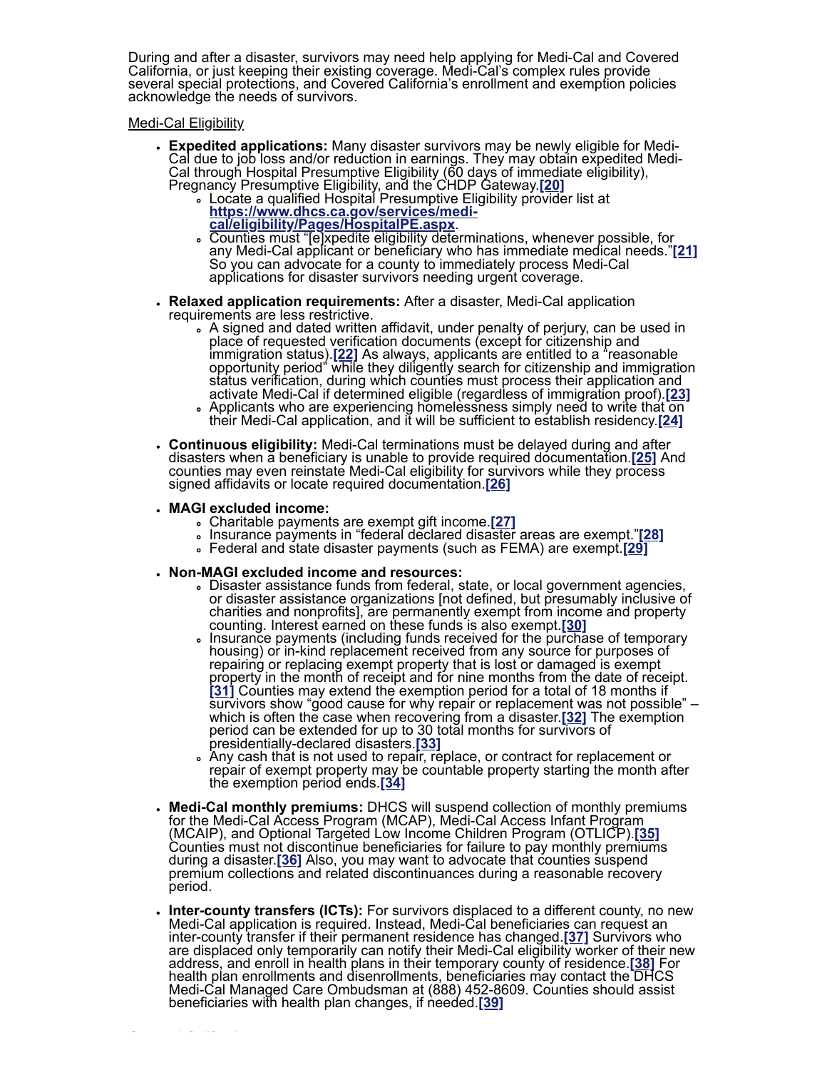During and after a disaster, survivors may need help applying for Medi-Cal and Covered California, or just keeping their existing coverage. Medi-Cal's complex rules provide several special protections, and Covered California's enrollment and exemption policies acknowledge the needs of survivors.

Medi-Cal Eligibility

- **Expedited applications:** Many disaster survivors may be newly eligible for Medi-Cal due to job loss and/or reduction in earnings. They may obtain expedited Medi-Cal through Hospital Presumptive Eligibility (60 days of immediate eligibility), Pregnancy Presumptive Eligibility, and the CHDP Gateway.[20]
  - Locate a qualified Hospital Presumptive Eligibility provider list at **https://www.dhcs.ca.gov/services/medi-cal/eligibility/Pages/HospitalPE.aspx**.
  - Counties must "[e]xpedite eligibility determinations, whenever possible, for any Medi-Cal applicant or beneficiary who has immediate medical needs."[21] So you can advocate for a county to immediately process Medi-Cal applications for disaster survivors needing urgent coverage.

- **Relaxed application requirements:** After a disaster, Medi-Cal application requirements are less restrictive.
  - A signed and dated written affidavit, under penalty of perjury, can be used in place of requested verification documents (except for citizenship and immigration status).[22] As always, applicants are entitled to a "reasonable opportunity period" while they diligently search for citizenship and immigration status verification, during which counties must process their application and activate Medi-Cal if determined eligible (regardless of immigration proof).[23]
  - Applicants who are experiencing homelessness simply need to write that on their Medi-Cal application, and it will be sufficient to establish residency.[24]

- **Continuous eligibility:** Medi-Cal terminations must be delayed during and after disasters when a beneficiary is unable to provide required documentation.[25] And counties may even reinstate Medi-Cal eligibility for survivors while they process signed affidavits or locate required documentation.[26]

- **MAGI excluded income:**
  - Charitable payments are exempt gift income.[27]
  - Insurance payments in "federal declared disaster areas are exempt."[28]
  - Federal and state disaster payments (such as FEMA) are exempt.[29]

- **Non-MAGI excluded income and resources:**
  - Disaster assistance funds from federal, state, or local government agencies, or disaster assistance organizations [not defined, but presumably inclusive of charities and nonprofits], are permanently exempt from income and property counting. Interest earned on these funds is also exempt.[30]
  - Insurance payments (including funds received for the purchase of temporary housing) or in-kind replacement received from any source for purposes of repairing or replacing exempt property that is lost or damaged is exempt property in the month of receipt and for nine months from the date of receipt.[31] Counties may extend the exemption period for a total of 18 months if survivors show "good cause for why repair or replacement was not possible" – which is often the case when recovering from a disaster.[32] The exemption period can be extended for up to 30 total months for survivors of presidentially-declared disasters.[33]
  - Any cash that is not used to repair, replace, or contract for replacement or repair of exempt property may be countable property starting the month after the exemption period ends.[34]

- **Medi-Cal monthly premiums:** DHCS will suspend collection of monthly premiums for the Medi-Cal Access Program (MCAP), Medi-Cal Access Infant Program (MCAIP), and Optional Targeted Low Income Children Program (OTLICP).[35] Counties must not discontinue beneficiaries for failure to pay monthly premiums during a disaster.[36] Also, you may want to advocate that counties suspend premium collections and related discontinuances during a reasonable recovery period.

- **Inter-county transfers (ICTs):** For survivors displaced to a different county, no new Medi-Cal application is required. Instead, Medi-Cal beneficiaries can request an inter-county transfer if their permanent residence has changed.[37] Survivors who are displaced only temporarily can notify their Medi-Cal eligibility worker of their new address, and enroll in health plans in their temporary county of residence.[38] For health plan enrollments and disenrollments, beneficiaries may contact the DHCS Medi-Cal Managed Care Ombudsman at (888) 452-8609. Counties should assist beneficiaries with health plan changes, if needed.[39]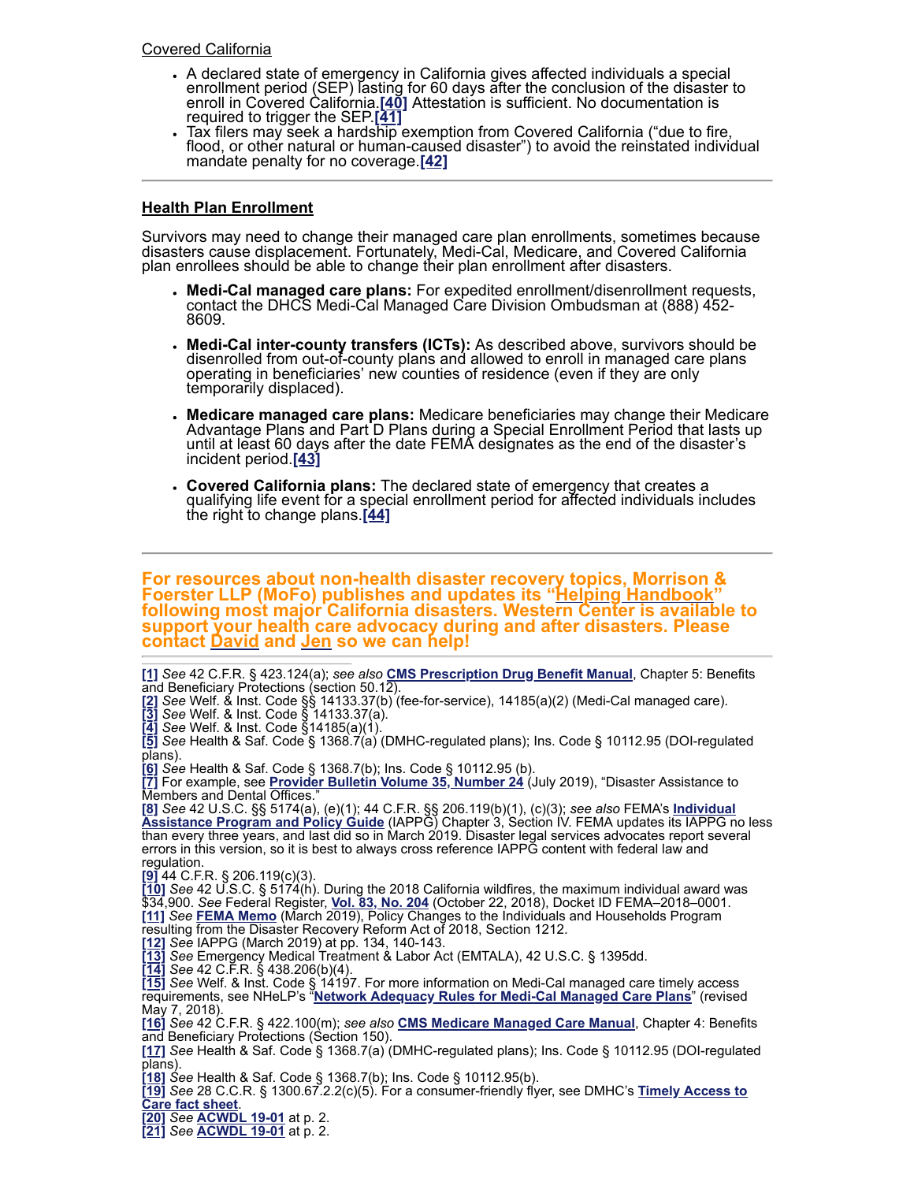Covered California

- A declared state of emergency in California gives affected individuals a special enrollment period (SEP) lasting for 60 days after the conclusion of the disaster to enroll in Covered California.[40] Attestation is sufficient. No documentation is required to trigger the SEP.[41]
- Tax filers may seek a hardship exemption from Covered California ("due to fire, flood, or other natural or human-caused disaster") to avoid the reinstated individual mandate penalty for no coverage.[42]

---

## Health Plan Enrollment

Survivors may need to change their managed care plan enrollments, sometimes because disasters cause displacement. Fortunately, Medi-Cal, Medicare, and Covered California plan enrollees should be able to change their plan enrollment after disasters.

- **Medi-Cal managed care plans:** For expedited enrollment/disenrollment requests, contact the DHCS Medi-Cal Managed Care Division Ombudsman at (888) 452-8609.
- **Medi-Cal inter-county transfers (ICTs):** As described above, survivors should be disenrolled from out-of-county plans and allowed to enroll in managed care plans operating in beneficiaries' new counties of residence (even if they are only temporarily displaced).
- **Medicare managed care plans:** Medicare beneficiaries may change their Medicare Advantage Plans and Part D Plans during a Special Enrollment Period that lasts up until at least 60 days after the date FEMA designates as the end of the disaster's incident period.[43]
- **Covered California plans:** The declared state of emergency that creates a qualifying life event for a special enrollment period for affected individuals includes the right to change plans.[44]

---

**For resources about non-health disaster recovery topics, Morrison & Foerster LLP (MoFo) publishes and updates its "Helping Handbook" following most major California disasters. Western Center is available to support your health care advocacy during and after disasters. Please contact David and Jen so we can help!**

---

[1] *See* 42 C.F.R. § 423.124(a); *see also* **CMS Prescription Drug Benefit Manual**, Chapter 5: Benefits and Beneficiary Protections (section 50.12).
[2] *See* Welf. & Inst. Code §§ 14133.37(b) (fee-for-service), 14185(a)(2) (Medi-Cal managed care).
[3] *See* Welf. & Inst. Code § 14133.37(a).
[4] *See* Welf. & Inst. Code §14185(a)(1).
[5] *See* Health & Saf. Code § 1368.7(a) (DMHC-regulated plans); Ins. Code § 10112.95 (DOI-regulated plans).
[6] *See* Health & Saf. Code § 1368.7(b); Ins. Code § 10112.95 (b).
[7] For example, see **Provider Bulletin Volume 35, Number 24** (July 2019), "Disaster Assistance to Members and Dental Offices."
[8] *See* 42 U.S.C. §§ 5174(a), (e)(1); 44 C.F.R. §§ 206.119(b)(1), (c)(3); *see also* FEMA's **Individual Assistance Program and Policy Guide** (IAPPG) Chapter 3, Section IV. FEMA updates its IAPPG no less than every three years, and last did so in March 2019. Disaster legal services advocates report several errors in this version, so it is best to always cross reference IAPPG content with federal law and regulation.
[9] 44 C.F.R. § 206.119(c)(3).
[10] *See* 42 U.S.C. § 5174(h). During the 2018 California wildfires, the maximum individual award was $34,900. *See* Federal Register, **Vol. 83, No. 204** (October 22, 2018), Docket ID FEMA–2018–0001.
[11] *See* **FEMA Memo** (March 2019), Policy Changes to the Individuals and Households Program resulting from the Disaster Recovery Reform Act of 2018, Section 1212.
[12] *See* IAPPG (March 2019) at pp. 134, 140-143.
[13] *See* Emergency Medical Treatment & Labor Act (EMTALA), 42 U.S.C. § 1395dd.
[14] *See* 42 C.F.R. § 438.206(b)(4).
[15] *See* Welf. & Inst. Code § 14197. For more information on Medi-Cal managed care timely access requirements, see NHeLP's "**Network Adequacy Rules for Medi-Cal Managed Care Plans**" (revised May 7, 2018).
[16] *See* 42 C.F.R. § 422.100(m); *see also* **CMS Medicare Managed Care Manual**, Chapter 4: Benefits and Beneficiary Protections (Section 150).
[17] *See* Health & Saf. Code § 1368.7(a) (DMHC-regulated plans); Ins. Code § 10112.95 (DOI-regulated plans).
[18] *See* Health & Saf. Code § 1368.7(b); Ins. Code § 10112.95(b).
[19] *See* 28 C.C.R. § 1300.67.2.2(c)(5). For a consumer-friendly flyer, see DMHC's **Timely Access to Care fact sheet**.
[20] *See* **ACWDL 19-01** at p. 2.
[21] *See* **ACWDL 19-01** at p. 2.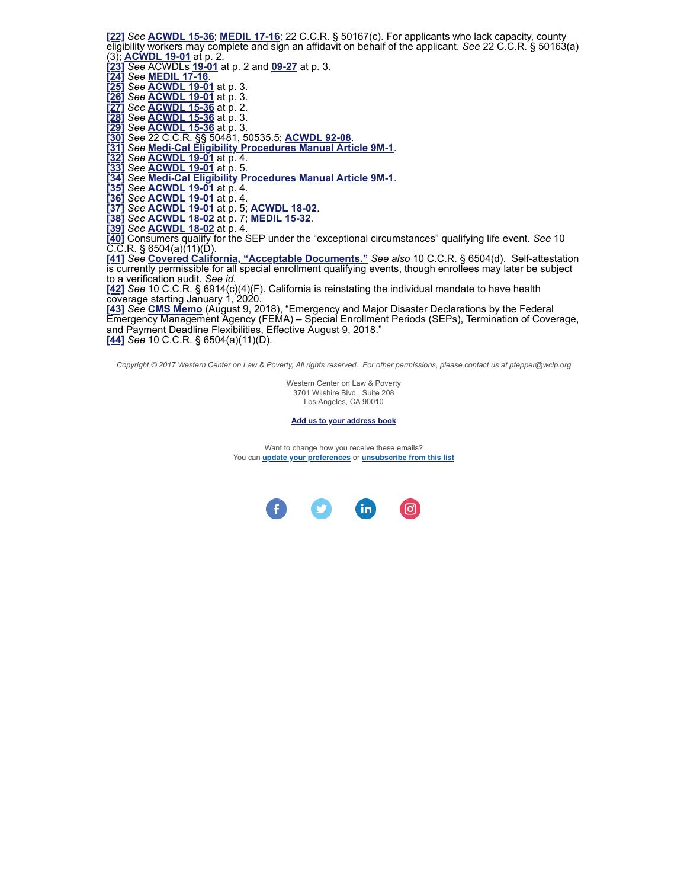[22] *See* ACWDL 15-36; MEDIL 17-16; 22 C.C.R. § 50167(c). For applicants who lack capacity, county eligibility workers may complete and sign an affidavit on behalf of the applicant. *See* 22 C.C.R. § 50163(a)(3); ACWDL 19-01 at p. 2.
[23] *See* ACWDLs 19-01 at p. 2 and 09-27 at p. 3.
[24] *See* MEDIL 17-16.
[25] *See* ACWDL 19-01 at p. 3.
[26] *See* ACWDL 19-01 at p. 3.
[27] *See* ACWDL 15-36 at p. 2.
[28] *See* ACWDL 15-36 at p. 3.
[29] *See* ACWDL 15-36 at p. 3.
[30] *See* 22 C.C.R. §§ 50481, 50535.5; ACWDL 92-08.
[31] *See* Medi-Cal Eligibility Procedures Manual Article 9M-1.
[32] *See* ACWDL 19-01 at p. 4.
[33] *See* ACWDL 19-01 at p. 5.
[34] *See* Medi-Cal Eligibility Procedures Manual Article 9M-1.
[35] *See* ACWDL 19-01 at p. 4.
[36] *See* ACWDL 19-01 at p. 4.
[37] *See* ACWDL 19-01 at p. 5; ACWDL 18-02.
[38] *See* ACWDL 18-02 at p. 7; MEDIL 15-32.
[39] *See* ACWDL 18-02 at p. 4.
[40] Consumers qualify for the SEP under the "exceptional circumstances" qualifying life event. *See* 10 C.C.R. § 6504(a)(11)(D).
[41] *See* Covered California, "Acceptable Documents." *See also* 10 C.C.R. § 6504(d). Self-attestation is currently permissible for all special enrollment qualifying events, though enrollees may later be subject to a verification audit. *See id.*
[42] *See* 10 C.C.R. § 6914(c)(4)(F). California is reinstating the individual mandate to have health coverage starting January 1, 2020.
[43] *See* CMS Memo (August 9, 2018), "Emergency and Major Disaster Declarations by the Federal Emergency Management Agency (FEMA) – Special Enrollment Periods (SEPs), Termination of Coverage, and Payment Deadline Flexibilities, Effective August 9, 2018."
[44] *See* 10 C.C.R. § 6504(a)(11)(D).

*Copyright © 2017 Western Center on Law & Poverty, All rights reserved. For other permissions, please contact us at ptepper@wclp.org*

Western Center on Law & Poverty
3701 Wilshire Blvd., Suite 208
Los Angeles, CA 90010

**Add us to your address book**

Want to change how you receive these emails?
You can **update your preferences** or **unsubscribe from this list**